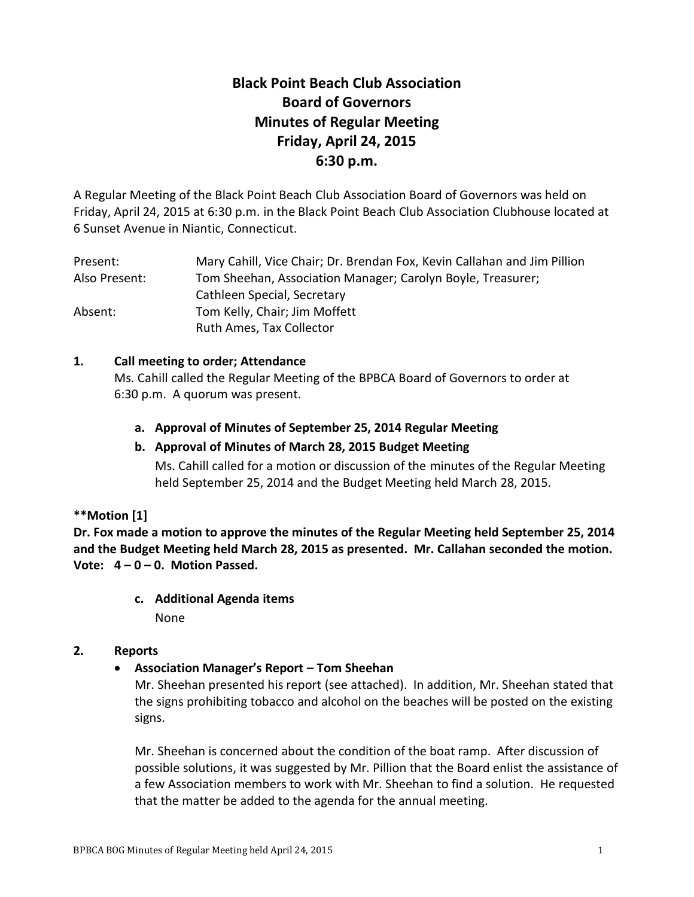# Black Point Beach Club Association
# Board of Governors
# Minutes of Regular Meeting
# Friday, April 24, 2015
# 6:30 p.m.

A Regular Meeting of the Black Point Beach Club Association Board of Governors was held on Friday, April 24, 2015 at 6:30 p.m. in the Black Point Beach Club Association Clubhouse located at 6 Sunset Avenue in Niantic, Connecticut.

| | |
|---|---|
| Present: | Mary Cahill, Vice Chair; Dr. Brendan Fox, Kevin Callahan and Jim Pillion |
| Also Present: | Tom Sheehan, Association Manager; Carolyn Boyle, Treasurer; Cathleen Special, Secretary |
| Absent: | Tom Kelly, Chair; Jim Moffett<br>Ruth Ames, Tax Collector |

**1. Call meeting to order; Attendance**

Ms. Cahill called the Regular Meeting of the BPBCA Board of Governors to order at 6:30 p.m. A quorum was present.

**a. Approval of Minutes of September 25, 2014 Regular Meeting**

**b. Approval of Minutes of March 28, 2015 Budget Meeting**

Ms. Cahill called for a motion or discussion of the minutes of the Regular Meeting held September 25, 2014 and the Budget Meeting held March 28, 2015.

**\*\*Motion [1]**

**Dr. Fox made a motion to approve the minutes of the Regular Meeting held September 25, 2014 and the Budget Meeting held March 28, 2015 as presented. Mr. Callahan seconded the motion. Vote: 4 – 0 – 0. Motion Passed.**

**c. Additional Agenda items**

None

**2. Reports**

- **Association Manager's Report – Tom Sheehan**

  Mr. Sheehan presented his report (see attached). In addition, Mr. Sheehan stated that the signs prohibiting tobacco and alcohol on the beaches will be posted on the existing signs.

  Mr. Sheehan is concerned about the condition of the boat ramp. After discussion of possible solutions, it was suggested by Mr. Pillion that the Board enlist the assistance of a few Association members to work with Mr. Sheehan to find a solution. He requested that the matter be added to the agenda for the annual meeting.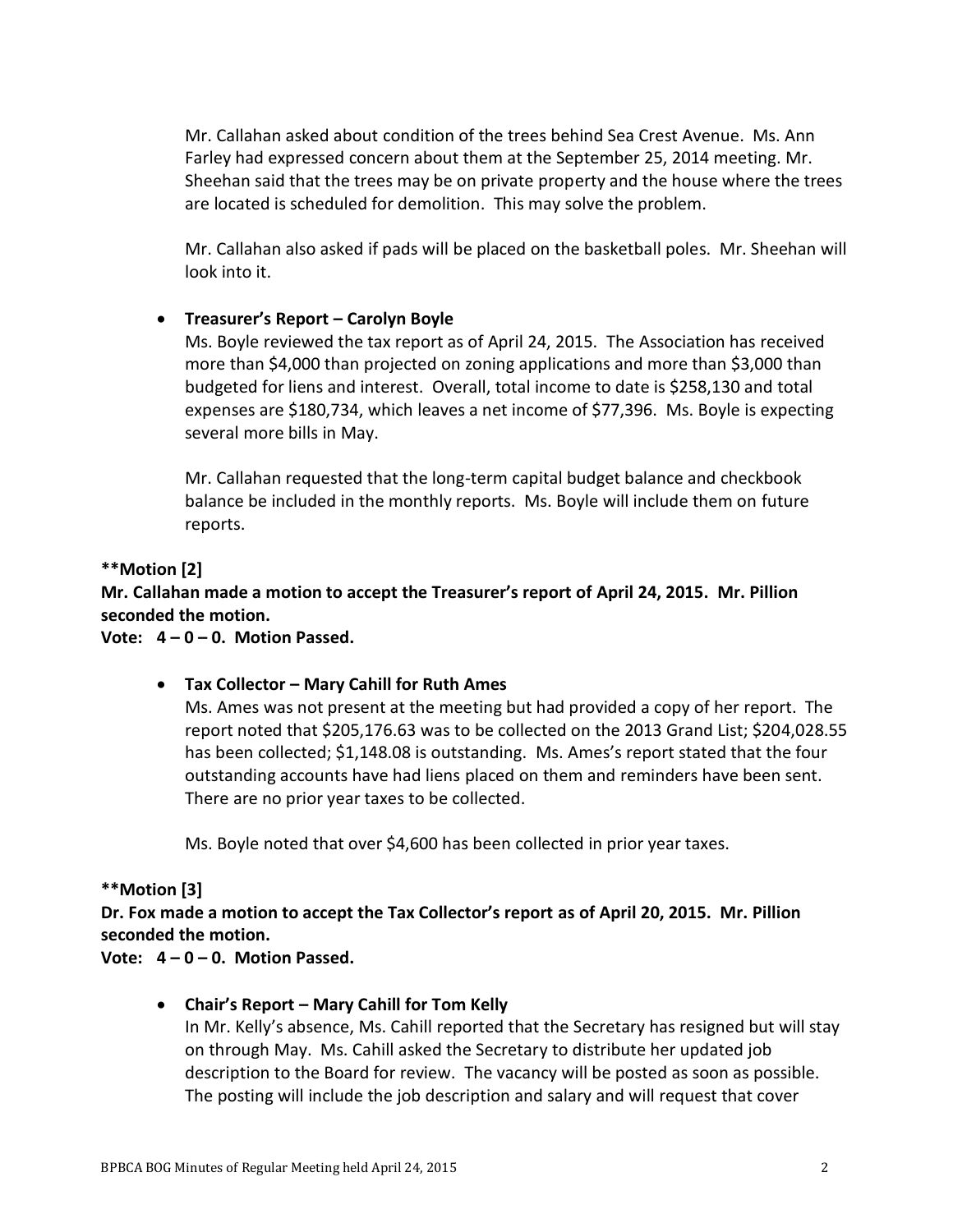Mr. Callahan asked about condition of the trees behind Sea Crest Avenue. Ms. Ann Farley had expressed concern about them at the September 25, 2014 meeting. Mr. Sheehan said that the trees may be on private property and the house where the trees are located is scheduled for demolition. This may solve the problem.

Mr. Callahan also asked if pads will be placed on the basketball poles. Mr. Sheehan will look into it.

- **Treasurer's Report – Carolyn Boyle**

  Ms. Boyle reviewed the tax report as of April 24, 2015. The Association has received more than $4,000 than projected on zoning applications and more than $3,000 than budgeted for liens and interest. Overall, total income to date is $258,130 and total expenses are $180,734, which leaves a net income of $77,396. Ms. Boyle is expecting several more bills in May.

  Mr. Callahan requested that the long-term capital budget balance and checkbook balance be included in the monthly reports. Ms. Boyle will include them on future reports.

**\*\*Motion [2]**

**Mr. Callahan made a motion to accept the Treasurer's report of April 24, 2015. Mr. Pillion seconded the motion.**

**Vote: 4 – 0 – 0. Motion Passed.**

- **Tax Collector – Mary Cahill for Ruth Ames**

  Ms. Ames was not present at the meeting but had provided a copy of her report. The report noted that $205,176.63 was to be collected on the 2013 Grand List; $204,028.55 has been collected; $1,148.08 is outstanding. Ms. Ames's report stated that the four outstanding accounts have had liens placed on them and reminders have been sent. There are no prior year taxes to be collected.

  Ms. Boyle noted that over $4,600 has been collected in prior year taxes.

**\*\*Motion [3]**

**Dr. Fox made a motion to accept the Tax Collector's report as of April 20, 2015. Mr. Pillion seconded the motion.**

**Vote: 4 – 0 – 0. Motion Passed.**

- **Chair's Report – Mary Cahill for Tom Kelly**

  In Mr. Kelly's absence, Ms. Cahill reported that the Secretary has resigned but will stay on through May. Ms. Cahill asked the Secretary to distribute her updated job description to the Board for review. The vacancy will be posted as soon as possible. The posting will include the job description and salary and will request that cover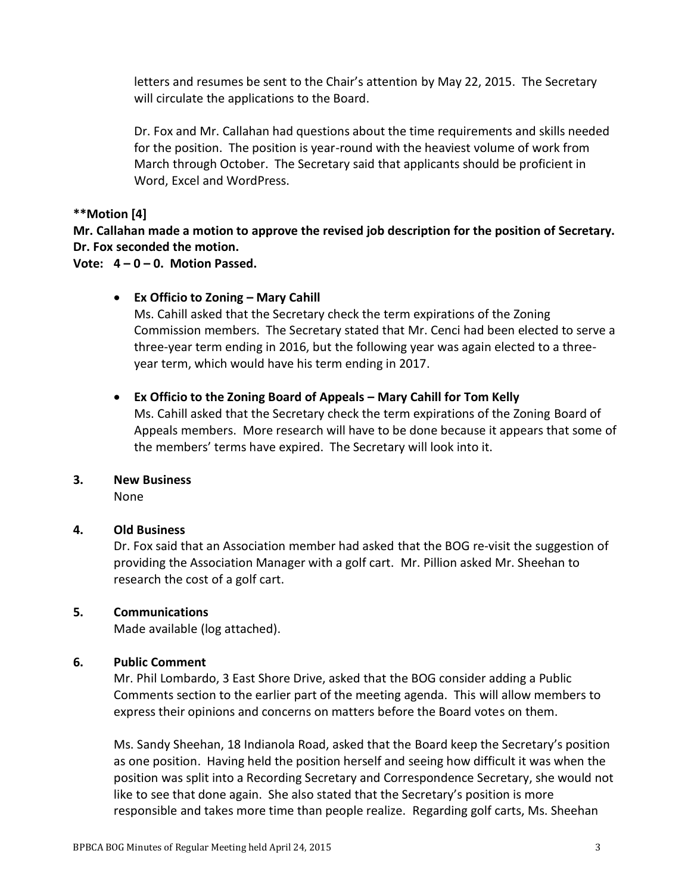letters and resumes be sent to the Chair's attention by May 22, 2015. The Secretary will circulate the applications to the Board.

Dr. Fox and Mr. Callahan had questions about the time requirements and skills needed for the position. The position is year-round with the heaviest volume of work from March through October. The Secretary said that applicants should be proficient in Word, Excel and WordPress.

**\*\*Motion [4]**
**Mr. Callahan made a motion to approve the revised job description for the position of Secretary. Dr. Fox seconded the motion.**
**Vote: 4 – 0 – 0. Motion Passed.**

- **Ex Officio to Zoning – Mary Cahill**
  Ms. Cahill asked that the Secretary check the term expirations of the Zoning Commission members. The Secretary stated that Mr. Cenci had been elected to serve a three-year term ending in 2016, but the following year was again elected to a three-year term, which would have his term ending in 2017.

- **Ex Officio to the Zoning Board of Appeals – Mary Cahill for Tom Kelly**
  Ms. Cahill asked that the Secretary check the term expirations of the Zoning Board of Appeals members. More research will have to be done because it appears that some of the members' terms have expired. The Secretary will look into it.

**3. New Business**

None

**4. Old Business**

Dr. Fox said that an Association member had asked that the BOG re-visit the suggestion of providing the Association Manager with a golf cart. Mr. Pillion asked Mr. Sheehan to research the cost of a golf cart.

**5. Communications**

Made available (log attached).

**6. Public Comment**

Mr. Phil Lombardo, 3 East Shore Drive, asked that the BOG consider adding a Public Comments section to the earlier part of the meeting agenda. This will allow members to express their opinions and concerns on matters before the Board votes on them.

Ms. Sandy Sheehan, 18 Indianola Road, asked that the Board keep the Secretary's position as one position. Having held the position herself and seeing how difficult it was when the position was split into a Recording Secretary and Correspondence Secretary, she would not like to see that done again. She also stated that the Secretary's position is more responsible and takes more time than people realize. Regarding golf carts, Ms. Sheehan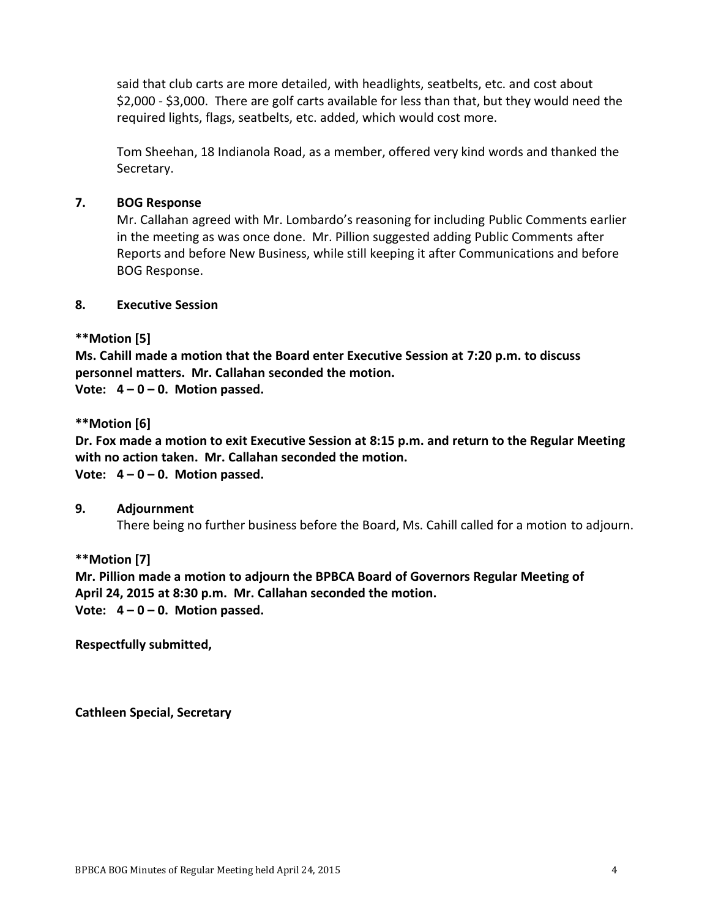said that club carts are more detailed, with headlights, seatbelts, etc. and cost about $2,000 - $3,000. There are golf carts available for less than that, but they would need the required lights, flags, seatbelts, etc. added, which would cost more.

Tom Sheehan, 18 Indianola Road, as a member, offered very kind words and thanked the Secretary.

### 7. BOG Response

Mr. Callahan agreed with Mr. Lombardo's reasoning for including Public Comments earlier in the meeting as was once done. Mr. Pillion suggested adding Public Comments after Reports and before New Business, while still keeping it after Communications and before BOG Response.

### 8. Executive Session

**\*\*Motion [5]**
**Ms. Cahill made a motion that the Board enter Executive Session at 7:20 p.m. to discuss personnel matters. Mr. Callahan seconded the motion.**
**Vote: 4 – 0 – 0. Motion passed.**

**\*\*Motion [6]**
**Dr. Fox made a motion to exit Executive Session at 8:15 p.m. and return to the Regular Meeting with no action taken. Mr. Callahan seconded the motion.**
**Vote: 4 – 0 – 0. Motion passed.**

### 9. Adjournment

There being no further business before the Board, Ms. Cahill called for a motion to adjourn.

**\*\*Motion [7]**
**Mr. Pillion made a motion to adjourn the BPBCA Board of Governors Regular Meeting of April 24, 2015 at 8:30 p.m. Mr. Callahan seconded the motion.**
**Vote: 4 – 0 – 0. Motion passed.**

**Respectfully submitted,**

**Cathleen Special, Secretary**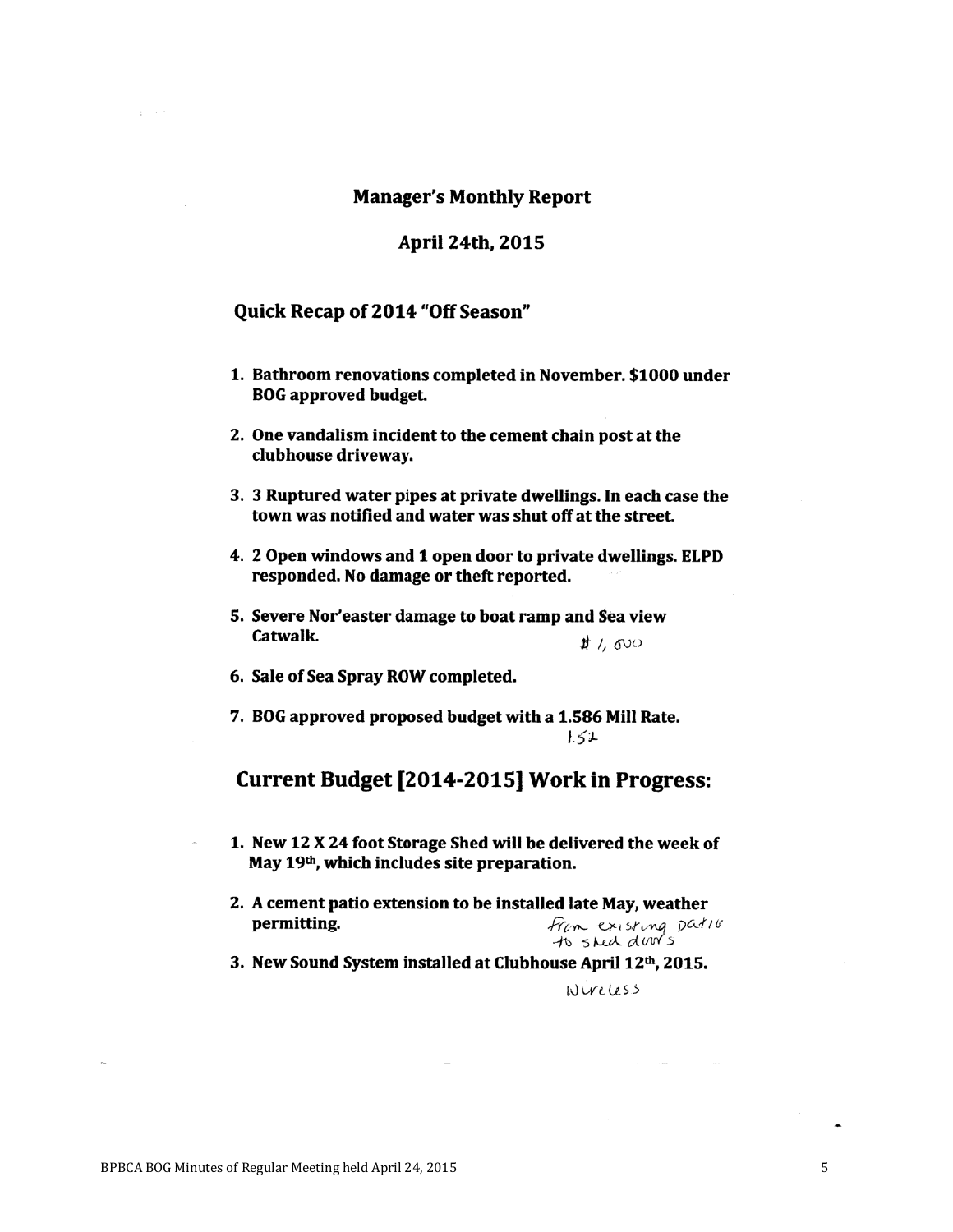## Manager's Monthly Report

### April 24th, 2015

### Quick Recap of 2014 "Off Season"

1. **Bathroom renovations completed in November. $1000 under BOG approved budget.**

2. **One vandalism incident to the cement chain post at the clubhouse driveway.**

3. **3 Ruptured water pipes at private dwellings. In each case the town was notified and water was shut off at the street.**

4. **2 Open windows and 1 open door to private dwellings. ELPD responded. No damage or theft reported.**

5. **Severe Nor'easter damage to boat ramp and Sea view Catwalk.** $1,000

6. **Sale of Sea Spray ROW completed.**

7. **BOG approved proposed budget with a 1.586 Mill Rate.** 1.52

## Current Budget [2014-2015] Work in Progress:

1. **New 12 X 24 foot Storage Shed will be delivered the week of May 19th, which includes site preparation.**

2. **A cement patio extension to be installed late May, weather permitting.** from existing patio to shed doors

3. **New Sound System installed at Clubhouse April 12th, 2015.** Wireless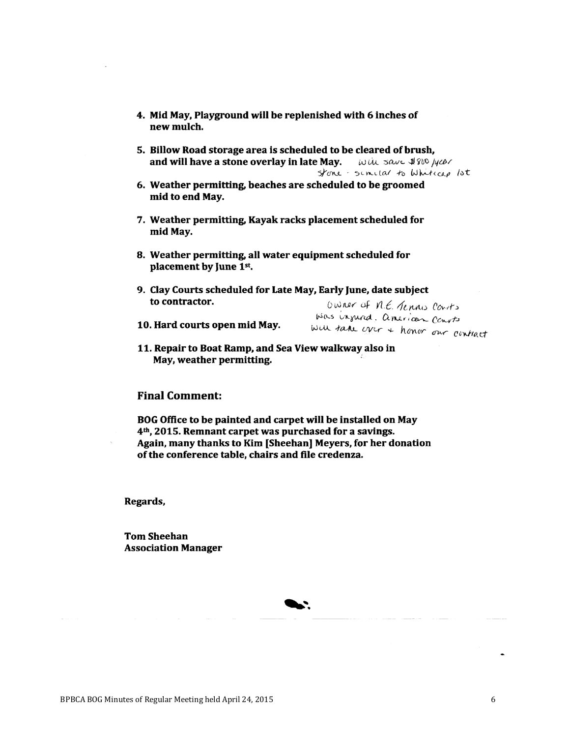4. **Mid May, Playground will be replenished with 6 inches of new mulch.**

5. **Billow Road storage area is scheduled to be cleared of brush, and will have a stone overlay in late May.** *will save $800/year stone - similar to Whitecap lot*

6. **Weather permitting, beaches are scheduled to be groomed mid to end May.**

7. **Weather permitting, Kayak racks placement scheduled for mid May.**

8. **Weather permitting, all water equipment scheduled for placement by June 1st.**

9. **Clay Courts scheduled for Late May, Early June, date subject to contractor.** *Owner of N.E. Tennis Courts was injured. American Courts will take over + honor our contract*

10. **Hard courts open mid May.**

11. **Repair to Boat Ramp, and Sea View walkway also in May, weather permitting.**

### Final Comment:

**BOG Office to be painted and carpet will be installed on May 4th, 2015. Remnant carpet was purchased for a savings. Again, many thanks to Kim [Sheehan] Meyers, for her donation of the conference table, chairs and file credenza.**

**Regards,**

**Tom Sheehan**
**Association Manager**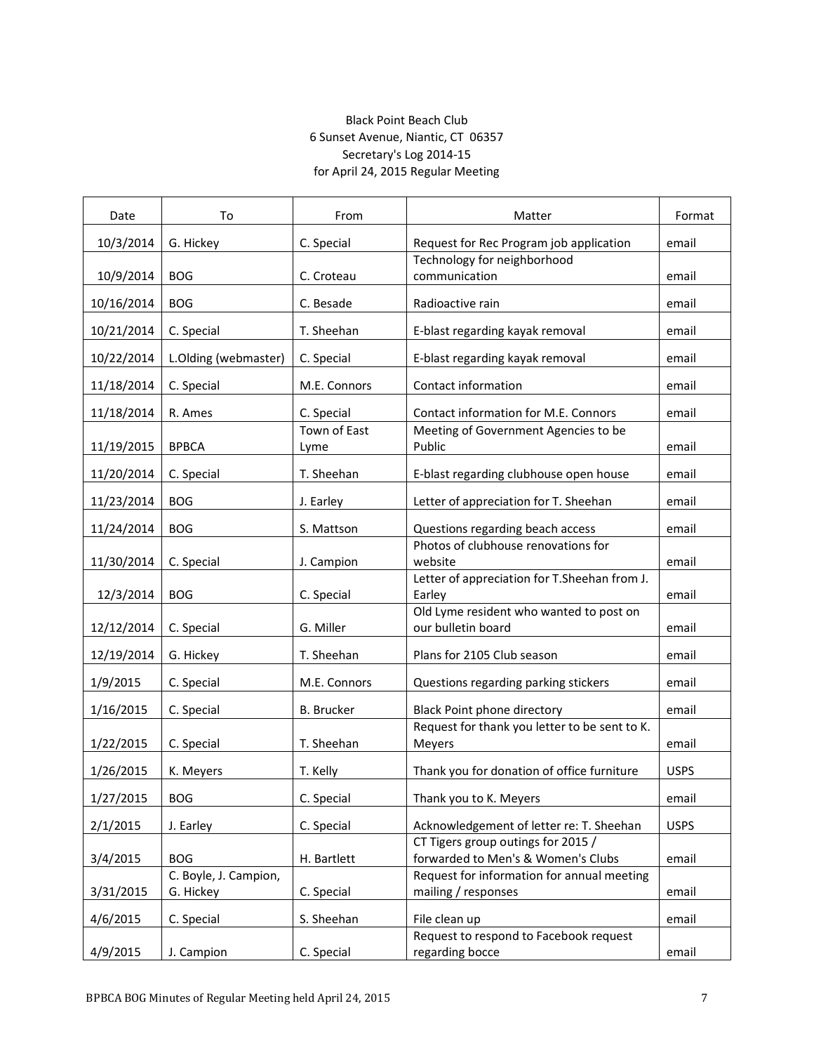Black Point Beach Club
6 Sunset Avenue, Niantic, CT 06357
Secretary's Log 2014-15
for April 24, 2015 Regular Meeting

| Date | To | From | Matter | Format |
|---|---|---|---|---|
| 10/3/2014 | G. Hickey | C. Special | Request for Rec Program job application | email |
| 10/9/2014 | BOG | C. Croteau | Technology for neighborhood communication | email |
| 10/16/2014 | BOG | C. Besade | Radioactive rain | email |
| 10/21/2014 | C. Special | T. Sheehan | E-blast regarding kayak removal | email |
| 10/22/2014 | L.Olding (webmaster) | C. Special | E-blast regarding kayak removal | email |
| 11/18/2014 | C. Special | M.E. Connors | Contact information | email |
| 11/18/2014 | R. Ames | C. Special | Contact information for M.E. Connors | email |
| 11/19/2015 | BPBCA | Town of East Lyme | Meeting of Government Agencies to be Public | email |
| 11/20/2014 | C. Special | T. Sheehan | E-blast regarding clubhouse open house | email |
| 11/23/2014 | BOG | J. Earley | Letter of appreciation for T. Sheehan | email |
| 11/24/2014 | BOG | S. Mattson | Questions regarding beach access | email |
| 11/30/2014 | C. Special | J. Campion | Photos of clubhouse renovations for website | email |
| 12/3/2014 | BOG | C. Special | Letter of appreciation for T.Sheehan from J. Earley | email |
| 12/12/2014 | C. Special | G. Miller | Old Lyme resident who wanted to post on our bulletin board | email |
| 12/19/2014 | G. Hickey | T. Sheehan | Plans for 2105 Club season | email |
| 1/9/2015 | C. Special | M.E. Connors | Questions regarding parking stickers | email |
| 1/16/2015 | C. Special | B. Brucker | Black Point phone directory | email |
| 1/22/2015 | C. Special | T. Sheehan | Request for thank you letter to be sent to K. Meyers | email |
| 1/26/2015 | K. Meyers | T. Kelly | Thank you for donation of office furniture | USPS |
| 1/27/2015 | BOG | C. Special | Thank you to K. Meyers | email |
| 2/1/2015 | J. Earley | C. Special | Acknowledgement of letter re: T. Sheehan | USPS |
| 3/4/2015 | BOG | H. Bartlett | CT Tigers group outings for 2015 / forwarded to Men's & Women's Clubs | email |
| 3/31/2015 | C. Boyle, J. Campion, G. Hickey | C. Special | Request for information for annual meeting mailing / responses | email |
| 4/6/2015 | C. Special | S. Sheehan | File clean up | email |
| 4/9/2015 | J. Campion | C. Special | Request to respond to Facebook request regarding bocce | email |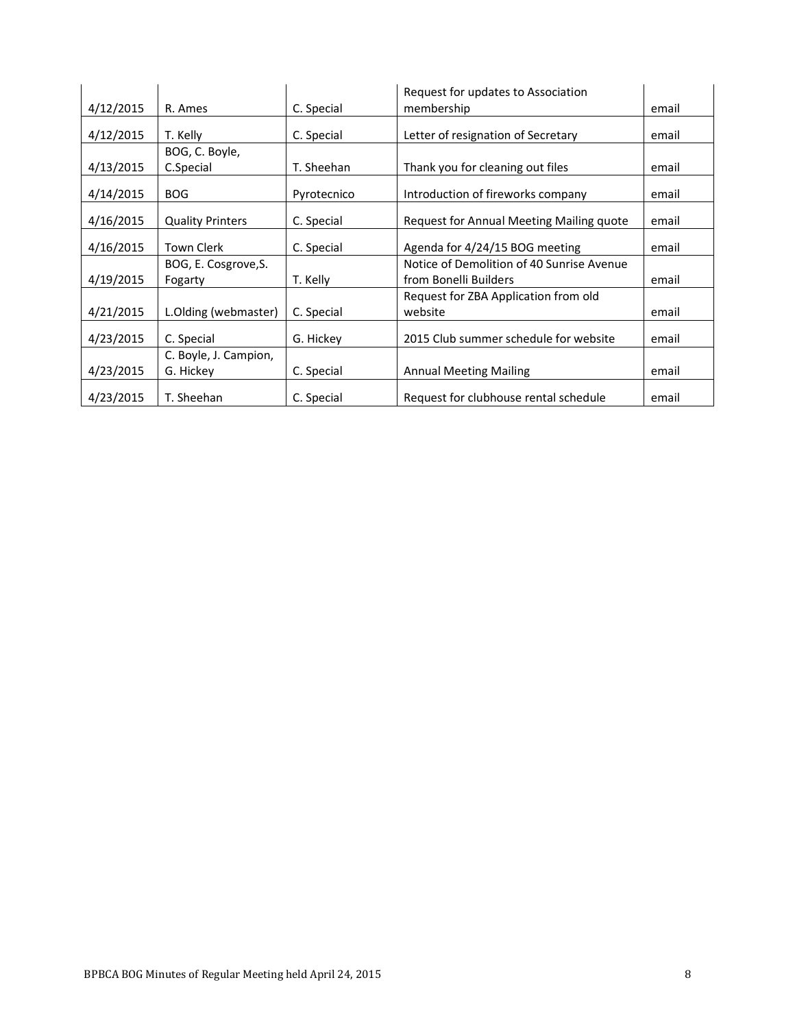| | | | | |
|---|---|---|---|---|
| 4/12/2015 | R. Ames | C. Special | Request for updates to Association membership | email |
| 4/12/2015 | T. Kelly | C. Special | Letter of resignation of Secretary | email |
| 4/13/2015 | BOG, C. Boyle, C.Special | T. Sheehan | Thank you for cleaning out files | email |
| 4/14/2015 | BOG | Pyrotecnico | Introduction of fireworks company | email |
| 4/16/2015 | Quality Printers | C. Special | Request for Annual Meeting Mailing quote | email |
| 4/16/2015 | Town Clerk | C. Special | Agenda for 4/24/15 BOG meeting | email |
| 4/19/2015 | BOG, E. Cosgrove,S. Fogarty | T. Kelly | Notice of Demolition of 40 Sunrise Avenue from Bonelli Builders | email |
| 4/21/2015 | L.Olding (webmaster) | C. Special | Request for ZBA Application from old website | email |
| 4/23/2015 | C. Special | G. Hickey | 2015 Club summer schedule for website | email |
| 4/23/2015 | C. Boyle, J. Campion, G. Hickey | C. Special | Annual Meeting Mailing | email |
| 4/23/2015 | T. Sheehan | C. Special | Request for clubhouse rental schedule | email |